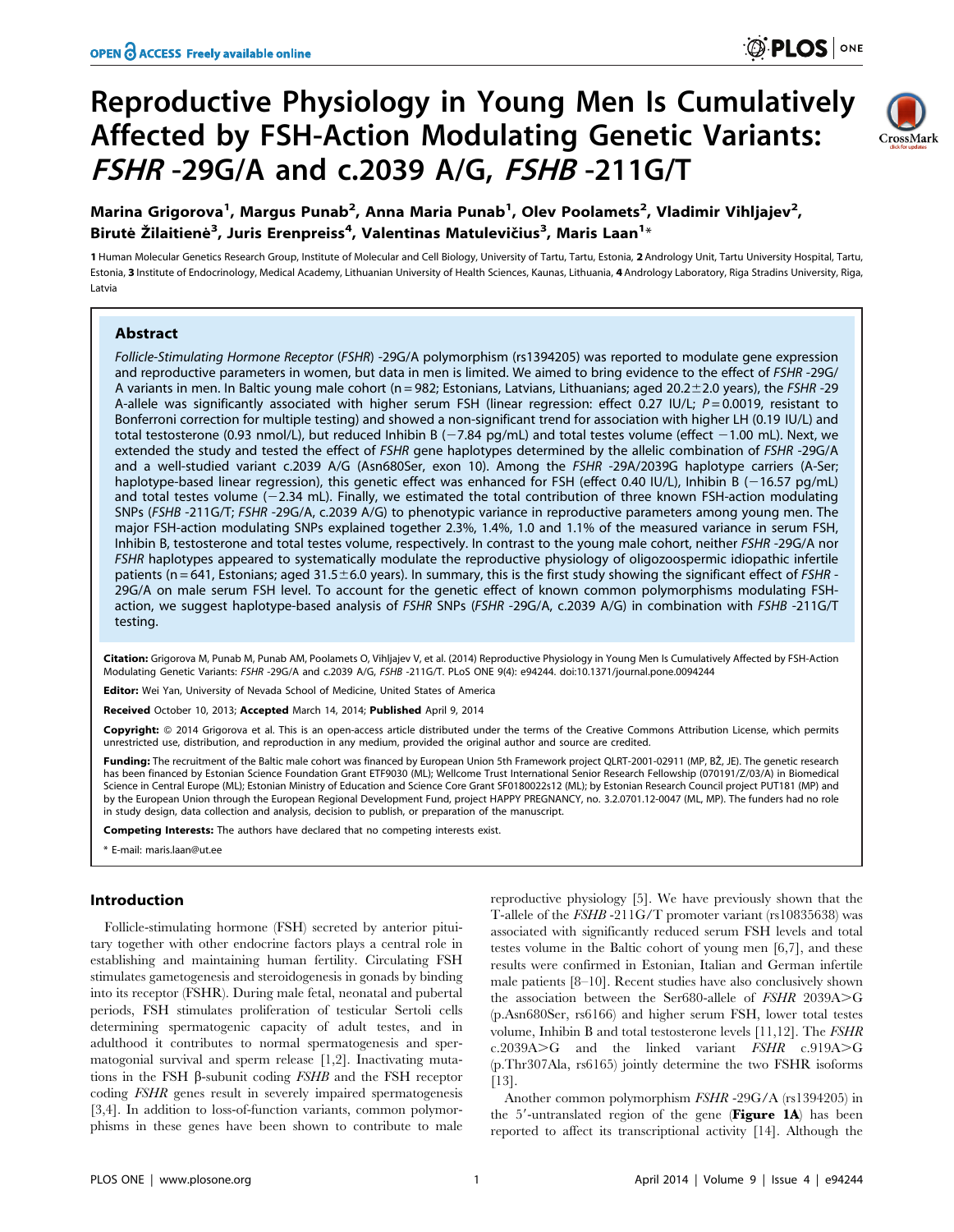# Reproductive Physiology in Young Men Is Cumulatively Affected by FSH-Action Modulating Genetic Variants: *FSHR* -29G/A and c.2039 A/G, *FSHB* -211G/T

**Marina Grigorova[1], Margus Punab[2], Anna Maria Punab[1], Olev Poolamets[2], Vladimir Vihljajev[2], Birutė Žilaitienė[3], Juris Erenpreiss[4], Valentinas Matulevičius[3], Maris Laan[1]***

1 Human Molecular Genetics Research Group, Institute of Molecular and Cell Biology, University of Tartu, Tartu, Estonia, 2 Andrology Unit, Tartu University Hospital, Tartu, Estonia, 3 Institute of Endocrinology, Medical Academy, Lithuanian University of Health Sciences, Kaunas, Lithuania, 4 Andrology Laboratory, Riga Stradins University, Riga, Latvia

## Abstract

*Follicle-Stimulating Hormone Receptor* (*FSHR*) -29G/A polymorphism (rs1394205) was reported to modulate gene expression and reproductive parameters in women, but data in men is limited. We aimed to bring evidence to the effect of *FSHR* -29G/A variants in men. In Baltic young male cohort (n = 982; Estonians, Latvians, Lithuanians; aged 20.2±2.0 years), the *FSHR* -29 A-allele was significantly associated with higher serum FSH (linear regression: effect 0.27 IU/L; $P = 0.0019$, resistant to Bonferroni correction for multiple testing) and showed a non-significant trend for association with higher LH (0.19 IU/L) and total testosterone (0.93 nmol/L), but reduced Inhibin B (−7.84 pg/mL) and total testes volume (effect −1.00 mL). Next, we extended the study and tested the effect of *FSHR* gene haplotypes determined by the allelic combination of *FSHR* -29G/A and a well-studied variant c.2039 A/G (Asn680Ser, exon 10). Among the *FSHR* -29A/2039G haplotype carriers (A-Ser; haplotype-based linear regression), this genetic effect was enhanced for FSH (effect 0.40 IU/L), Inhibin B (−16.57 pg/mL) and total testes volume (−2.34 mL). Finally, we estimated the total contribution of three known FSH-action modulating SNPs (*FSHB* -211G/T; *FSHR* -29G/A, c.2039 A/G) to phenotypic variance in reproductive parameters among young men. The major FSH-action modulating SNPs explained together 2.3%, 1.4%, 1.0 and 1.1% of the measured variance in serum FSH, Inhibin B, testosterone and total testes volume, respectively. In contrast to the young male cohort, neither *FSHR* -29G/A nor *FSHR* haplotypes appeared to systematically modulate the reproductive physiology of oligozoospermic idiopathic infertile patients (n = 641, Estonians; aged 31.5±6.0 years). In summary, this is the first study showing the significant effect of *FSHR* -29G/A on male serum FSH level. To account for the genetic effect of known common polymorphisms modulating FSH-action, we suggest haplotype-based analysis of *FSHR* SNPs (*FSHR* -29G/A, c.2039 A/G) in combination with *FSHB* -211G/T testing.

**Citation:** Grigorova M, Punab M, Punab AM, Poolamets O, Vihljajev V, et al. (2014) Reproductive Physiology in Young Men Is Cumulatively Affected by FSH-Action Modulating Genetic Variants: *FSHR* -29G/A and c.2039 A/G, *FSHB* -211G/T. PLoS ONE 9(4): e94244. doi:10.1371/journal.pone.0094244

**Editor:** Wei Yan, University of Nevada School of Medicine, United States of America

**Received** October 10, 2013; **Accepted** March 14, 2014; **Published** April 9, 2014

**Copyright:** © 2014 Grigorova et al. This is an open-access article distributed under the terms of the Creative Commons Attribution License, which permits unrestricted use, distribution, and reproduction in any medium, provided the original author and source are credited.

**Funding:** The recruitment of the Baltic male cohort was financed by European Union 5th Framework project QLRT-2001-02911 (MP, BŽ, JE). The genetic research has been financed by Estonian Science Foundation Grant ETF9030 (ML); Wellcome Trust International Senior Research Fellowship (070191/Z/03/A) in Biomedical Science in Central Europe (ML); Estonian Ministry of Education and Science Core Grant SF0180022s12 (ML); by Estonian Research Council project PUT181 (MP) and by the European Union through the European Regional Development Fund, project HAPPY PREGNANCY, no. 3.2.0701.12-0047 (ML, MP). The funders had no role in study design, data collection and analysis, decision to publish, or preparation of the manuscript.

**Competing Interests:** The authors have declared that no competing interests exist.

\* E-mail: maris.laan@ut.ee

## Introduction

Follicle-stimulating hormone (FSH) secreted by anterior pituitary together with other endocrine factors plays a central role in establishing and maintaining human fertility. Circulating FSH stimulates gametogenesis and steroidogenesis in gonads by binding into its receptor (FSHR). During male fetal, neonatal and pubertal periods, FSH stimulates proliferation of testicular Sertoli cells determining spermatogenic capacity of adult testes, and in adulthood it contributes to normal spermatogenesis and spermatogonial survival and sperm release [1,2]. Inactivating mutations in the FSH β-subunit coding *FSHB* and the FSH receptor coding *FSHR* genes result in severely impaired spermatogenesis [3,4]. In addition to loss-of-function variants, common polymorphisms in these genes have been shown to contribute to male reproductive physiology [5]. We have previously shown that the T-allele of the *FSHB* -211G/T promoter variant (rs10835638) was associated with significantly reduced serum FSH levels and total testes volume in the Baltic cohort of young men [6,7], and these results were confirmed in Estonian, Italian and German infertile male patients [8–10]. Recent studies have also conclusively shown the association between the Ser680-allele of *FSHR* 2039A>G (p.Asn680Ser, rs6166) and higher serum FSH, lower total testes volume, Inhibin B and total testosterone levels [11,12]. The *FSHR* c.2039A>G and the linked variant *FSHR* c.919A>G (p.Thr307Ala, rs6165) jointly determine the two FSHR isoforms [13].

Another common polymorphism *FSHR* -29G/A (rs1394205) in the 5′-untranslated region of the gene (**Figure 1A**) has been reported to affect its transcriptional activity [14]. Although the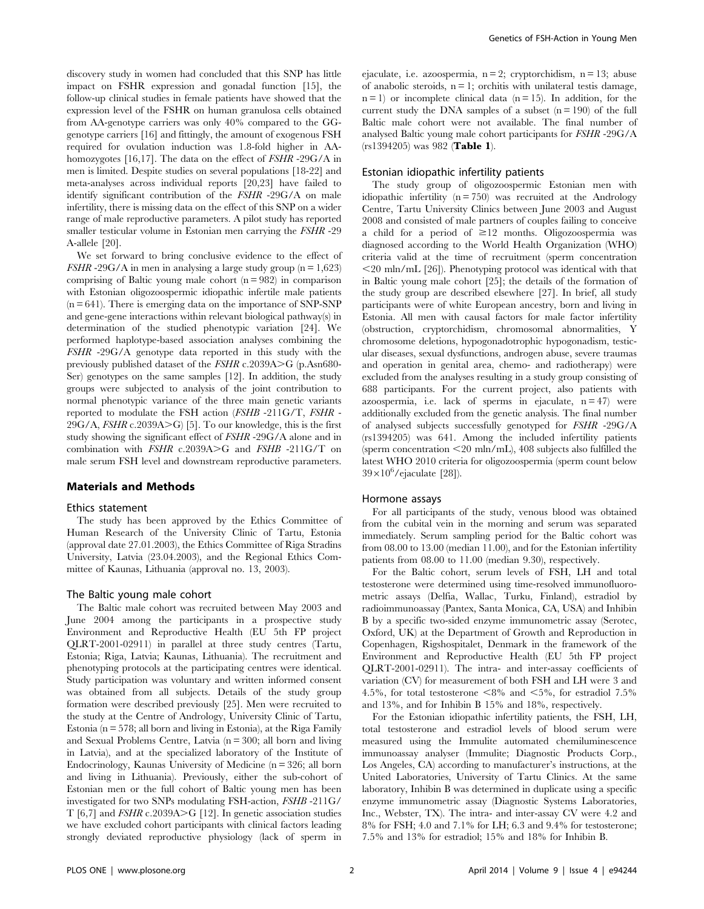discovery study in women had concluded that this SNP has little impact on FSHR expression and gonadal function [15], the follow-up clinical studies in female patients have showed that the expression level of the FSHR on human granulosa cells obtained from AA-genotype carriers was only 40% compared to the GG-genotype carriers [16] and fittingly, the amount of exogenous FSH required for ovulation induction was 1.8-fold higher in AA-homozygotes [16,17]. The data on the effect of *FSHR* -29G/A in men is limited. Despite studies on several populations [18-22] and meta-analyses across individual reports [20,23] have failed to identify significant contribution of the *FSHR* -29G/A on male infertility, there is missing data on the effect of this SNP on a wider range of male reproductive parameters. A pilot study has reported smaller testicular volume in Estonian men carrying the *FSHR* -29 A-allele [20].

We set forward to bring conclusive evidence to the effect of *FSHR* -29G/A in men in analysing a large study group (n = 1,623) comprising of Baltic young male cohort (n = 982) in comparison with Estonian oligozoospermic idiopathic infertile male patients (n = 641). There is emerging data on the importance of SNP-SNP and gene-gene interactions within relevant biological pathway(s) in determination of the studied phenotypic variation [24]. We performed haplotype-based association analyses combining the *FSHR* -29G/A genotype data reported in this study with the previously published dataset of the *FSHR* c.2039A>G (p.Asn680-Ser) genotypes on the same samples [12]. In addition, the study groups were subjected to analysis of the joint contribution to normal phenotypic variance of the three main genetic variants reported to modulate the FSH action (*FSHB* -211G/T, *FSHR* -29G/A, *FSHR* c.2039A>G) [5]. To our knowledge, this is the first study showing the significant effect of *FSHR* -29G/A alone and in combination with *FSHR* c.2039A>G and *FSHB* -211G/T on male serum FSH level and downstream reproductive parameters.

## Materials and Methods

### Ethics statement

The study has been approved by the Ethics Committee of Human Research of the University Clinic of Tartu, Estonia (approval date 27.01.2003), the Ethics Committee of Riga Stradins University, Latvia (23.04.2003), and the Regional Ethics Committee of Kaunas, Lithuania (approval no. 13, 2003).

### The Baltic young male cohort

The Baltic male cohort was recruited between May 2003 and June 2004 among the participants in a prospective study Environment and Reproductive Health (EU 5th FP project QLRT-2001-02911) in parallel at three study centres (Tartu, Estonia; Riga, Latvia; Kaunas, Lithuania). The recruitment and phenotyping protocols at the participating centres were identical. Study participation was voluntary and written informed consent was obtained from all subjects. Details of the study group formation were described previously [25]. Men were recruited to the study at the Centre of Andrology, University Clinic of Tartu, Estonia (n = 578; all born and living in Estonia), at the Riga Family and Sexual Problems Centre, Latvia (n = 300; all born and living in Latvia), and at the specialized laboratory of the Institute of Endocrinology, Kaunas University of Medicine (n = 326; all born and living in Lithuania). Previously, either the sub-cohort of Estonian men or the full cohort of Baltic young men has been investigated for two SNPs modulating FSH-action, *FSHB* -211G/T [6,7] and *FSHR* c.2039A>G [12]. In genetic association studies we have excluded cohort participants with clinical factors leading strongly deviated reproductive physiology (lack of sperm in ejaculate, i.e. azoospermia, n = 2; cryptorchidism, n = 13; abuse of anabolic steroids, n = 1; orchitis with unilateral testis damage, n = 1) or incomplete clinical data (n = 15). In addition, for the current study the DNA samples of a subset (n = 190) of the full Baltic male cohort were not available. The final number of analysed Baltic young male cohort participants for *FSHR* -29G/A (rs1394205) was 982 (**Table 1**).

### Estonian idiopathic infertility patients

The study group of oligozoospermic Estonian men with idiopathic infertility (n = 750) was recruited at the Andrology Centre, Tartu University Clinics between June 2003 and August 2008 and consisted of male partners of couples failing to conceive a child for a period of ≥12 months. Oligozoospermia was diagnosed according to the World Health Organization (WHO) criteria valid at the time of recruitment (sperm concentration <20 mln/mL [26]). Phenotyping protocol was identical with that in Baltic young male cohort [25]; the details of the formation of the study group are described elsewhere [27]. In brief, all study participants were of white European ancestry, born and living in Estonia. All men with causal factors for male factor infertility (obstruction, cryptorchidism, chromosomal abnormalities, Y chromosome deletions, hypogonadotrophic hypogonadism, testicular diseases, sexual dysfunctions, androgen abuse, severe traumas and operation in genital area, chemo- and radiotherapy) were excluded from the analyses resulting in a study group consisting of 688 participants. For the current project, also patients with azoospermia, i.e. lack of sperms in ejaculate, n = 47) were additionally excluded from the genetic analysis. The final number of analysed subjects successfully genotyped for *FSHR* -29G/A (rs1394205) was 641. Among the included infertility patients (sperm concentration <20 mln/mL), 408 subjects also fulfilled the latest WHO 2010 criteria for oligozoospermia (sperm count below $39\times10^{6}$/ejaculate [28]).

### Hormone assays

For all participants of the study, venous blood was obtained from the cubital vein in the morning and serum was separated immediately. Serum sampling period for the Baltic cohort was from 08.00 to 13.00 (median 11.00), and for the Estonian infertility patients from 08.00 to 11.00 (median 9.30), respectively.

For the Baltic cohort, serum levels of FSH, LH and total testosterone were determined using time-resolved immunofluorometric assays (Delfia, Wallac, Turku, Finland), estradiol by radioimmunoassay (Pantex, Santa Monica, CA, USA) and Inhibin B by a specific two-sided enzyme immunometric assay (Serotec, Oxford, UK) at the Department of Growth and Reproduction in Copenhagen, Rigshospitalet, Denmark in the framework of the Environment and Reproductive Health (EU 5th FP project QLRT-2001-02911). The intra- and inter-assay coefficients of variation (CV) for measurement of both FSH and LH were 3 and 4.5%, for total testosterone <8% and <5%, for estradiol 7.5% and 13%, and for Inhibin B 15% and 18%, respectively.

For the Estonian idiopathic infertility patients, the FSH, LH, total testosterone and estradiol levels of blood serum were measured using the Immulite automated chemiluminescence immunoassay analyser (Immulite; Diagnostic Products Corp., Los Angeles, CA) according to manufacturer's instructions, at the United Laboratories, University of Tartu Clinics. At the same laboratory, Inhibin B was determined in duplicate using a specific enzyme immunometric assay (Diagnostic Systems Laboratories, Inc., Webster, TX). The intra- and inter-assay CV were 4.2 and 8% for FSH; 4.0 and 7.1% for LH; 6.3 and 9.4% for testosterone; 7.5% and 13% for estradiol; 15% and 18% for Inhibin B.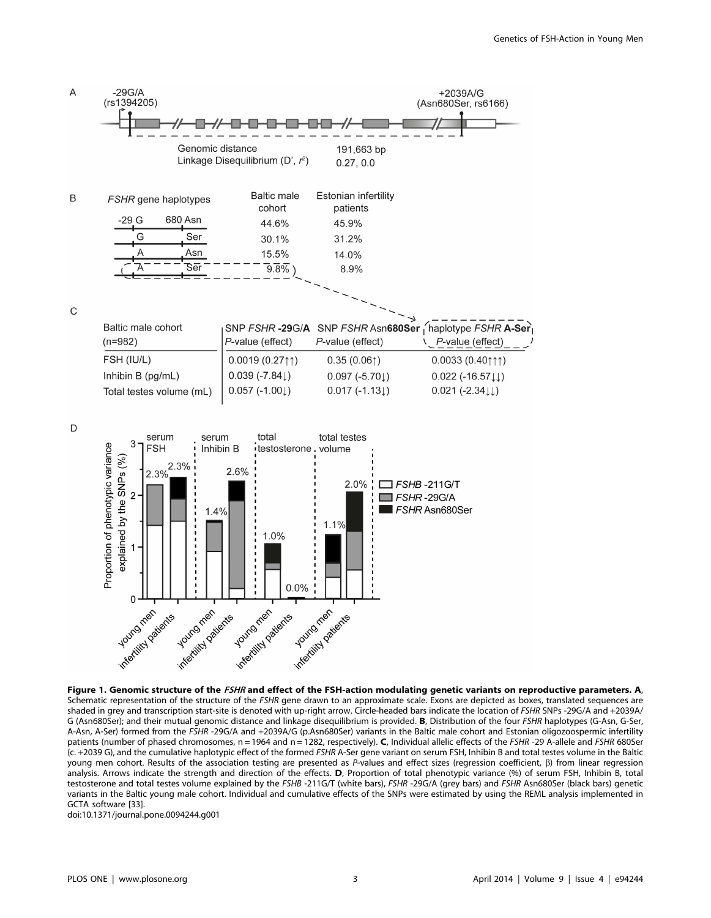A

-29G/A (rs1394205)

+2039A/G (Asn680Ser, rs6166)

Genomic distance 191,663 bp

Linkage Disequilibrium (D′, $r^2$) 0.27, 0.0

B

| *FSHR* gene haplotypes | Baltic male cohort | Estonian infertility patients |
|---|---|---|
| -29 G — 680 Asn | 44.6% | 45.9% |
| G — Ser | 30.1% | 31.2% |
| A — Asn | 15.5% | 14.0% |
| A — Ser | 9.8% | 8.9% |

C

| Baltic male cohort (n=982) | SNP *FSHR* **-29**G/**A** P-value (effect) | SNP *FSHR* Asn**680Ser** P-value (effect) | haplotype *FSHR* **A-Ser** P-value (effect) |
|---|---|---|---|
| FSH (IU/L) | 0.0019 (0.27↑↑) | 0.35 (0.06↑) | 0.0033 (0.40↑↑↑) |
| Inhibin B (pg/mL) | 0.039 (-7.84↓) | 0.097 (-5.70↓) | 0.022 (-16.57↓↓) |
| Total testes volume (mL) | 0.057 (-1.00↓) | 0.017 (-1.13↓) | 0.021 (-2.34↓↓) |

D

**Figure 1. Genomic structure of the *FSHR* and effect of the FSH-action modulating genetic variants on reproductive parameters. A**, Schematic representation of the structure of the *FSHR* gene drawn to an approximate scale. Exons are depicted as boxes, translated sequences are shaded in grey and transcription start-site is denoted with up-right arrow. Circle-headed bars indicate the location of *FSHR* SNPs -29G/A and +2039A/G (Asn680Ser); and their mutual genomic distance and linkage disequilibrium is provided. **B**, Distribution of the four *FSHR* haplotypes (G-Asn, G-Ser, A-Asn, A-Ser) formed from the *FSHR* -29G/A and +2039A/G (p.Asn680Ser) variants in the Baltic male cohort and Estonian oligozoospermic infertility patients (number of phased chromosomes, n = 1964 and n = 1282, respectively). **C**, Individual allelic effects of the *FSHR* -29 A-allele and *FSHR* 680Ser (c. +2039 G), and the cumulative haplotypic effect of the formed *FSHR* A-Ser gene variant on serum FSH, Inhibin B and total testes volume in the Baltic young men cohort. Results of the association testing are presented as *P*-values and effect sizes (regression coefficient, β) from linear regression analysis. Arrows indicate the strength and direction of the effects. **D**, Proportion of total phenotypic variance (%) of serum FSH, Inhibin B, total testosterone and total testes volume explained by the *FSHB* -211G/T (white bars), *FSHR* -29G/A (grey bars) and *FSHR* Asn680Ser (black bars) genetic variants in the Baltic young male cohort. Individual and cumulative effects of the SNPs were estimated by using the REML analysis implemented in GCTA software [33].

doi:10.1371/journal.pone.0094244.g001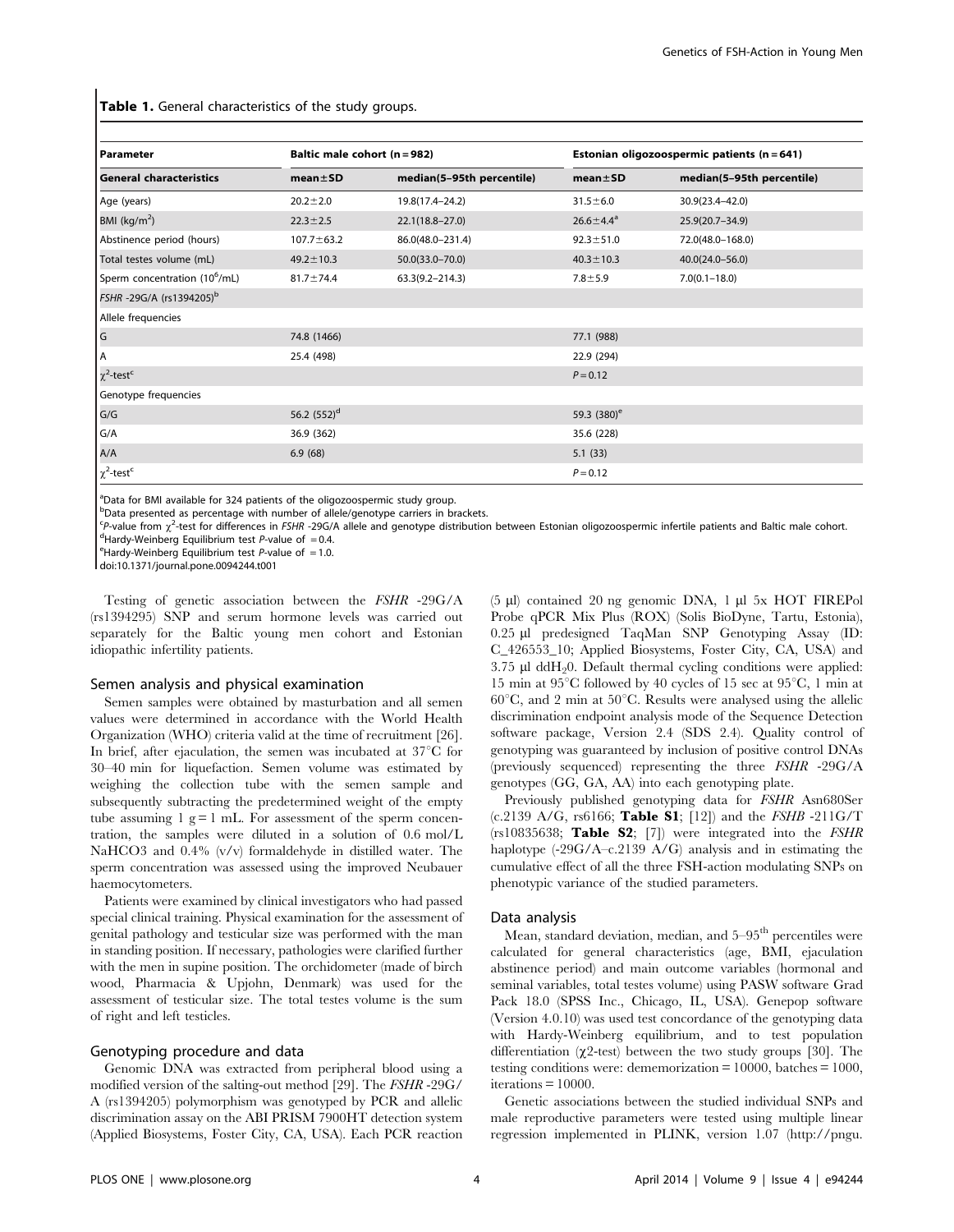**Table 1.** General characteristics of the study groups.

| Parameter | Baltic male cohort (n = 982) | | Estonian oligozoospermic patients (n = 641) | |
|---|---|---|---|---|
| **General characteristics** | **mean±SD** | **median(5–95th percentile)** | **mean±SD** | **median(5–95th percentile)** |
| Age (years) | 20.2±2.0 | 19.8(17.4–24.2) | 31.5±6.0 | 30.9(23.4–42.0) |
| BMI ($kg/m^2$) | 22.3±2.5 | 22.1(18.8–27.0) | 26.6±4.4[a] | 25.9(20.7–34.9) |
| Abstinence period (hours) | 107.7±63.2 | 86.0(48.0–231.4) | 92.3±51.0 | 72.0(48.0–168.0) |
| Total testes volume (mL) | 49.2±10.3 | 50.0(33.0–70.0) | 40.3±10.3 | 40.0(24.0–56.0) |
| Sperm concentration ($10^6$/mL) | 81.7±74.4 | 63.3(9.2–214.3) | 7.8±5.9 | 7.0(0.1–18.0) |
| *FSHR* -29G/A (rs1394205)[b] | | | | |
| Allele frequencies | | | | |
| G | 74.8 (1466) | | 77.1 (988) | |
| A | 25.4 (498) | | 22.9 (294) | |
| $\chi^2$-test[c] | | | $P = 0.12$ | |
| Genotype frequencies | | | | |
| G/G | 56.2 (552)[d] | | 59.3 (380)[e] | |
| G/A | 36.9 (362) | | 35.6 (228) | |
| A/A | 6.9 (68) | | 5.1 (33) | |
| $\chi^2$-test[c] | | | $P = 0.12$ | |

[a]Data for BMI available for 324 patients of the oligozoospermic study group.
[b]Data presented as percentage with number of allele/genotype carriers in brackets.
[c]*P*-value from $\chi^2$-test for differences in *FSHR* -29G/A allele and genotype distribution between Estonian oligozoospermic infertile patients and Baltic male cohort.
[d]Hardy-Weinberg Equilibrium test *P*-value of = 0.4.
[e]Hardy-Weinberg Equilibrium test *P*-value of = 1.0.
doi:10.1371/journal.pone.0094244.t001

Testing of genetic association between the *FSHR* -29G/A (rs1394295) SNP and serum hormone levels was carried out separately for the Baltic young men cohort and Estonian idiopathic infertility patients.

## Semen analysis and physical examination

Semen samples were obtained by masturbation and all semen values were determined in accordance with the World Health Organization (WHO) criteria valid at the time of recruitment [26]. In brief, after ejaculation, the semen was incubated at 37°C for 30–40 min for liquefaction. Semen volume was estimated by weighing the collection tube with the semen sample and subsequently subtracting the predetermined weight of the empty tube assuming 1 g = 1 mL. For assessment of the sperm concentration, the samples were diluted in a solution of 0.6 mol/L $NaHCO_3$ and 0.4% (v/v) formaldehyde in distilled water. The sperm concentration was assessed using the improved Neubauer haemocytometers.

Patients were examined by clinical investigators who had passed special clinical training. Physical examination for the assessment of genital pathology and testicular size was performed with the man in standing position. If necessary, pathologies were clarified further with the men in supine position. The orchidometer (made of birch wood, Pharmacia & Upjohn, Denmark) was used for the assessment of testicular size. The total testes volume is the sum of right and left testicles.

## Genotyping procedure and data

Genomic DNA was extracted from peripheral blood using a modified version of the salting-out method [29]. The *FSHR* -29G/A (rs1394205) polymorphism was genotyped by PCR and allelic discrimination assay on the ABI PRISM 7900HT detection system (Applied Biosystems, Foster City, CA, USA). Each PCR reaction (5 µl) contained 20 ng genomic DNA, 1 µl 5x HOT FIREPol Probe qPCR Mix Plus (ROX) (Solis BioDyne, Tartu, Estonia), 0.25 µl predesigned TaqMan SNP Genotyping Assay (ID: C_426553_10; Applied Biosystems, Foster City, CA, USA) and 3.75 µl $ddH_20$. Default thermal cycling conditions were applied: 15 min at 95°C followed by 40 cycles of 15 sec at 95°C, 1 min at 60°C, and 2 min at 50°C. Results were analysed using the allelic discrimination endpoint analysis mode of the Sequence Detection software package, Version 2.4 (SDS 2.4). Quality control of genotyping was guaranteed by inclusion of positive control DNAs (previously sequenced) representing the three *FSHR* -29G/A genotypes (GG, GA, AA) into each genotyping plate.

Previously published genotyping data for *FSHR* Asn680Ser (c.2139 A/G, rs6166; **Table S1**; [12]) and the *FSHB* -211G/T (rs10835638; **Table S2**; [7]) were integrated into the *FSHR* haplotype (-29G/A–c.2139 A/G) analysis and in estimating the cumulative effect of all the three FSH-action modulating SNPs on phenotypic variance of the studied parameters.

## Data analysis

Mean, standard deviation, median, and 5–95[th] percentiles were calculated for general characteristics (age, BMI, ejaculation abstinence period) and main outcome variables (hormonal and seminal variables, total testes volume) using PASW software Grad Pack 18.0 (SPSS Inc., Chicago, IL, USA). Genepop software (Version 4.0.10) was used test concordance of the genotyping data with Hardy-Weinberg equilibrium, and to test population differentiation ($\chi$2-test) between the two study groups [30]. The testing conditions were: dememorization = 10000, batches = 1000, iterations = 10000.

Genetic associations between the studied individual SNPs and male reproductive parameters were tested using multiple linear regression implemented in PLINK, version 1.07 (http://pngu.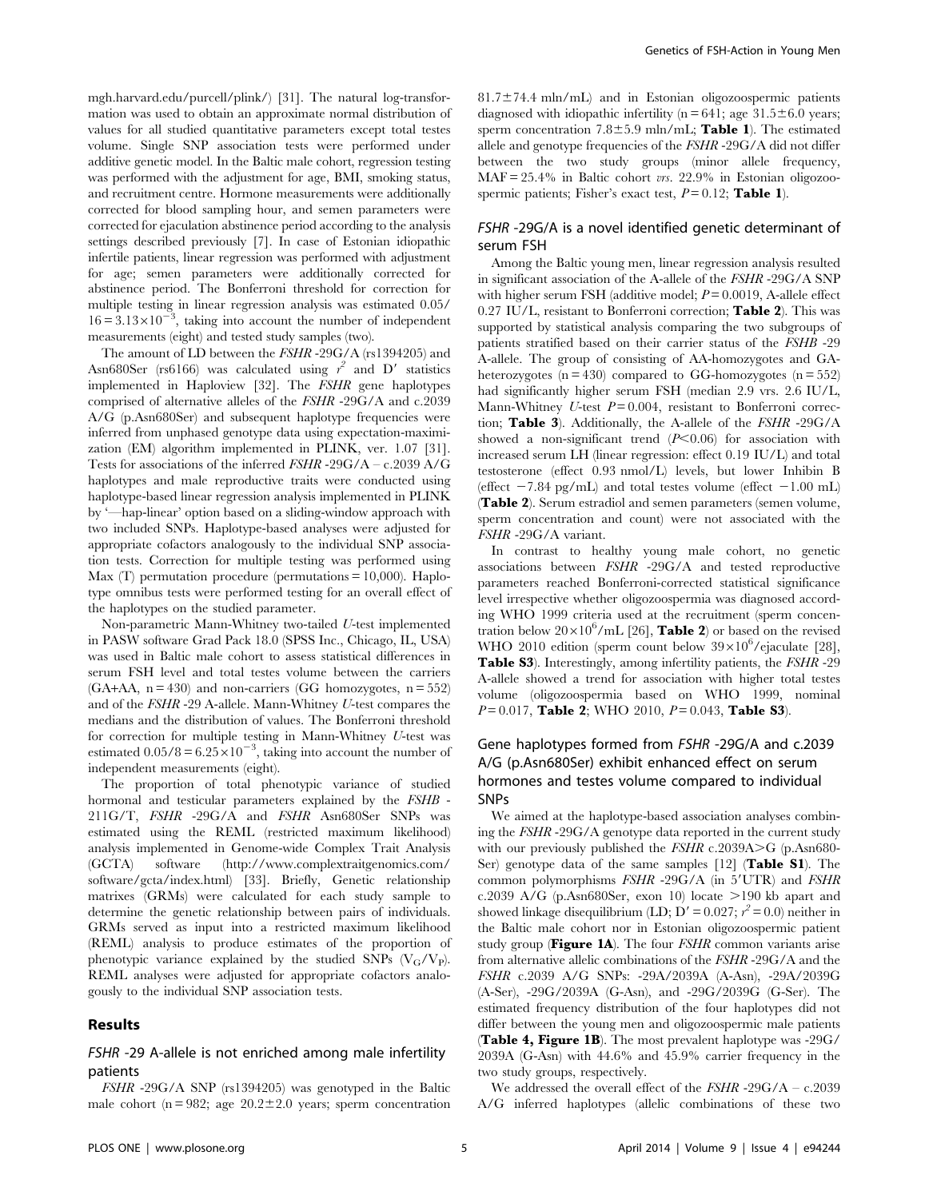mgh.harvard.edu/purcell/plink/) [31]. The natural log-transformation was used to obtain an approximate normal distribution of values for all studied quantitative parameters except total testes volume. Single SNP association tests were performed under additive genetic model. In the Baltic male cohort, regression testing was performed with the adjustment for age, BMI, smoking status, and recruitment centre. Hormone measurements were additionally corrected for blood sampling hour, and semen parameters were corrected for ejaculation abstinence period according to the analysis settings described previously [7]. In case of Estonian idiopathic infertile patients, linear regression was performed with adjustment for age; semen parameters were additionally corrected for abstinence period. The Bonferroni threshold for correction for multiple testing in linear regression analysis was estimated $0.05/16 = 3.13 \times 10^{-3}$, taking into account the number of independent measurements (eight) and tested study samples (two).

The amount of LD between the *FSHR* -29G/A (rs1394205) and Asn680Ser (rs6166) was calculated using $r^2$ and D′ statistics implemented in Haploview [32]. The *FSHR* gene haplotypes comprised of alternative alleles of the *FSHR* -29G/A and c.2039 A/G (p.Asn680Ser) and subsequent haplotype frequencies were inferred from unphased genotype data using expectation-maximization (EM) algorithm implemented in PLINK, ver. 1.07 [31]. Tests for associations of the inferred *FSHR* -29G/A – c.2039 A/G haplotypes and male reproductive traits were conducted using haplotype-based linear regression analysis implemented in PLINK by '—hap-linear' option based on a sliding-window approach with two included SNPs. Haplotype-based analyses were adjusted for appropriate cofactors analogously to the individual SNP association tests. Correction for multiple testing was performed using Max (T) permutation procedure (permutations = 10,000). Haplotype omnibus tests were performed testing for an overall effect of the haplotypes on the studied parameter.

Non-parametric Mann-Whitney two-tailed *U*-test implemented in PASW software Grad Pack 18.0 (SPSS Inc., Chicago, IL, USA) was used in Baltic male cohort to assess statistical differences in serum FSH level and total testes volume between the carriers (GA+AA, n = 430) and non-carriers (GG homozygotes, n = 552) and of the *FSHR* -29 A-allele. Mann-Whitney *U*-test compares the medians and the distribution of values. The Bonferroni threshold for correction for multiple testing in Mann-Whitney *U*-test was estimated $0.05/8 = 6.25 \times 10^{-3}$, taking into account the number of independent measurements (eight).

The proportion of total phenotypic variance of studied hormonal and testicular parameters explained by the *FSHB* -211G/T, *FSHR* -29G/A and *FSHR* Asn680Ser SNPs was estimated using the REML (restricted maximum likelihood) analysis implemented in Genome-wide Complex Trait Analysis (GCTA) software (http://www.complextraitgenomics.com/software/gcta/index.html) [33]. Briefly, Genetic relationship matrixes (GRMs) were calculated for each study sample to determine the genetic relationship between pairs of individuals. GRMs served as input into a restricted maximum likelihood (REML) analysis to produce estimates of the proportion of phenotypic variance explained by the studied SNPs ($V_G/V_P$). REML analyses were adjusted for appropriate cofactors analogously to the individual SNP association tests.

## Results

### *FSHR* -29 A-allele is not enriched among male infertility patients

*FSHR* -29G/A SNP (rs1394205) was genotyped in the Baltic male cohort (n = 982; age 20.2±2.0 years; sperm concentration 81.7±74.4 mln/mL) and in Estonian oligozoospermic patients diagnosed with idiopathic infertility (n = 641; age 31.5±6.0 years; sperm concentration 7.8±5.9 mln/mL; **Table 1**). The estimated allele and genotype frequencies of the *FSHR* -29G/A did not differ between the two study groups (minor allele frequency, MAF = 25.4% in Baltic cohort *vrs.* 22.9% in Estonian oligozoospermic patients; Fisher's exact test, $P = 0.12$; **Table 1**).

### *FSHR* -29G/A is a novel identified genetic determinant of serum FSH

Among the Baltic young men, linear regression analysis resulted in significant association of the A-allele of the *FSHR* -29G/A SNP with higher serum FSH (additive model; $P = 0.0019$, A-allele effect 0.27 IU/L, resistant to Bonferroni correction; **Table 2**). This was supported by statistical analysis comparing the two subgroups of patients stratified based on their carrier status of the *FSHB* -29 A-allele. The group of consisting of AA-homozygotes and GA-heterozygotes (n = 430) compared to GG-homozygotes (n = 552) had significantly higher serum FSH (median 2.9 vrs. 2.6 IU/L, Mann-Whitney *U*-test $P = 0.004$, resistant to Bonferroni correction; **Table 3**). Additionally, the A-allele of the *FSHR* -29G/A showed a non-significant trend ($P < 0.06$) for association with increased serum LH (linear regression: effect 0.19 IU/L) and total testosterone (effect 0.93 nmol/L) levels, but lower Inhibin B (effect −7.84 pg/mL) and total testes volume (effect −1.00 mL) (**Table 2**). Serum estradiol and semen parameters (semen volume, sperm concentration and count) were not associated with the *FSHR* -29G/A variant.

In contrast to healthy young male cohort, no genetic associations between *FSHR* -29G/A and tested reproductive parameters reached Bonferroni-corrected statistical significance level irrespective whether oligozoospermia was diagnosed according WHO 1999 criteria used at the recruitment (sperm concentration below $20 \times 10^6$/mL [26], **Table 2**) or based on the revised WHO 2010 edition (sperm count below $39 \times 10^6$/ejaculate [28], **Table S3**). Interestingly, among infertility patients, the *FSHR* -29 A-allele showed a trend for association with higher total testes volume (oligozoospermia based on WHO 1999, nominal $P = 0.017$, **Table 2**; WHO 2010, $P = 0.043$, **Table S3**).

### Gene haplotypes formed from *FSHR* -29G/A and c.2039 A/G (p.Asn680Ser) exhibit enhanced effect on serum hormones and testes volume compared to individual SNPs

We aimed at the haplotype-based association analyses combining the *FSHR* -29G/A genotype data reported in the current study with our previously published the *FSHR* c.2039A>G (p.Asn680-Ser) genotype data of the same samples [12] (**Table S1**). The common polymorphisms *FSHR* -29G/A (in 5′UTR) and *FSHR* c.2039 A/G (p.Asn680Ser, exon 10) locate >190 kb apart and showed linkage disequilibrium (LD; D′ = 0.027; $r^2 = 0.0$) neither in the Baltic male cohort nor in Estonian oligozoospermic patient study group (**Figure 1A**). The four *FSHR* common variants arise from alternative allelic combinations of the *FSHR* -29G/A and the *FSHR* c.2039 A/G SNPs: -29A/2039A (A-Asn), -29A/2039G (A-Ser), -29G/2039A (G-Asn), and -29G/2039G (G-Ser). The estimated frequency distribution of the four haplotypes did not differ between the young men and oligozoospermic male patients (**Table 4, Figure 1B**). The most prevalent haplotype was -29G/2039A (G-Asn) with 44.6% and 45.9% carrier frequency in the two study groups, respectively.

We addressed the overall effect of the *FSHR* -29G/A – c.2039 A/G inferred haplotypes (allelic combinations of these two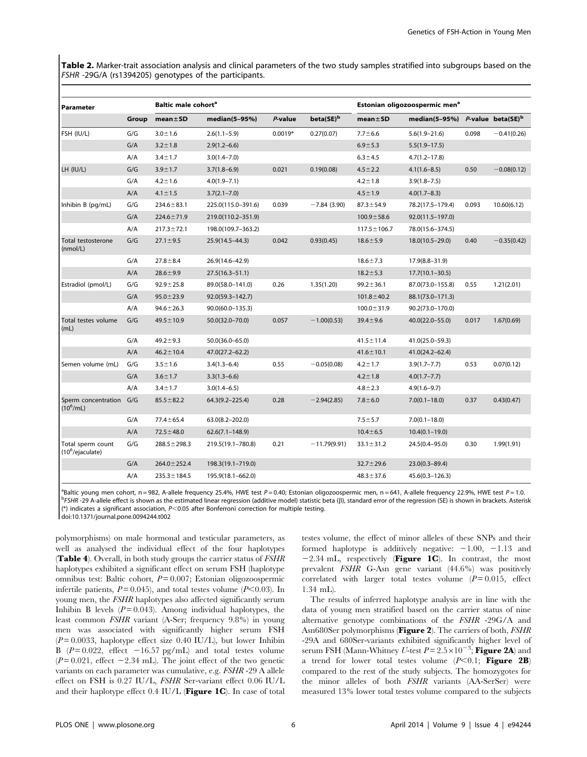**Table 2.** Marker-trait association analysis and clinical parameters of the two study samples stratified into subgroups based on the *FSHR* -29G/A (rs1394205) genotypes of the participants.

| Parameter | Group | Baltic male cohort[a] | | | | Estonian oligozoospermic men[a] | | | |
|---|---|---|---|---|---|---|---|---|---|
| | | mean±SD | median(5–95%) | *P*-value | beta(SE)[b] | mean±SD | median(5–95%) | *P*-value | beta(SE)[b] |
| FSH (IU/L) | G/G | 3.0±1.6 | 2.6(1.1–5.9) | 0.0019* | 0.27(0.07) | 7.7±6.6 | 5.6(1.9–21.6) | 0.098 | −0.41(0.26) |
| | G/A | 3.2±1.8 | 2.9(1.2–6.6) | | | 6.9±5.3 | 5.5(1.9–17.5) | | |
| | A/A | 3.4±1.7 | 3.0(1.4–7.0) | | | 6.3±4.5 | 4.7(1.2–17.8) | | |
| LH (IU/L) | G/G | 3.9±1.7 | 3.7(1.8–6.9) | 0.021 | 0.19(0.08) | 4.5±2.2 | 4.1(1.6–8.5) | 0.50 | −0.08(0.12) |
| | G/A | 4.2±1.6 | 4.0(1.9–7.1) | | | 4.2±1.8 | 3.9(1.8–7.5) | | |
| | A/A | 4.1±1.5 | 3.7(2.1–7.0) | | | 4.5±1.9 | 4.0(1.7–8.3) | | |
| Inhibin B (pg/mL) | G/G | 234.6±83.1 | 225.0(115.0–391.6) | 0.039 | −7.84 (3.90) | 87.3±54.9 | 78.2(17.5–179.4) | 0.093 | 10.60(6.12) |
| | G/A | 224.6±71.9 | 219.0(110.2–351.9) | | | 100.9±58.6 | 92.0(11.5–197.0) | | |
| | A/A | 217.3±72.1 | 198.0(109.7–363.2) | | | 117.5±106.7 | 78.0(15.6–374.5) | | |
| Total testosterone (nmol/L) | G/G | 27.1±9.5 | 25.9(14.5–44.3) | 0.042 | 0.93(0.45) | 18.6±5.9 | 18.0(10.5–29.0) | 0.40 | −0.35(0.42) |
| | G/A | 27.8±8.4 | 26.9(14.6–42.9) | | | 18.6±7.3 | 17.9(8.8–31.9) | | |
| | A/A | 28.6±9.9 | 27.5(16.3–51.1) | | | 18.2±5.3 | 17.7(10.1–30.5) | | |
| Estradiol (pmol/L) | G/G | 92.9±25.8 | 89.0(58.0–141.0) | 0.26 | 1.35(1.20) | 99.2±36.1 | 87.0(73.0–155.8) | 0.55 | 1.21(2.01) |
| | G/A | 95.0±23.9 | 92.0(59.3–142.7) | | | 101.8±40.2 | 88.1(73.0–171.3) | | |
| | A/A | 94.6±26.3 | 90.0(60.0–135.3) | | | 100.0±31.9 | 90.2(73.0–170.0) | | |
| Total testes volume (mL) | G/G | 49.5±10.9 | 50.0(32.0–70.0) | 0.057 | −1.00(0.53) | 39.4±9.6 | 40.0(22.0–55.0) | 0.017 | 1.67(0.69) |
| | G/A | 49.2±9.3 | 50.0(36.0–65.0) | | | 41.5±11.4 | 41.0(25.0–59.3) | | |
| | A/A | 46.2±10.4 | 47.0(27.2–62.2) | | | 41.6±10.1 | 41.0(24.2–62.4) | | |
| Semen volume (mL) | G/G | 3.5±1.6 | 3.4(1.3–6.4) | 0.55 | −0.05(0.08) | 4.2±1.7 | 3.9(1.7–7.7) | 0.53 | 0.07(0.12) |
| | G/A | 3.6±1.7 | 3.3(1.3–6.6) | | | 4.2±1.8 | 4.0(1.7–7.7) | | |
| | A/A | 3.4±1.7 | 3.0(1.4–6.5) | | | 4.8±2.3 | 4.9(1.6–9.7) | | |
| Sperm concentration ($10^6$/mL) | G/G | 85.5±82.2 | 64.3(9.2–225.4) | 0.28 | −2.94(2.85) | 7.8±6.0 | 7.0(0.1–18.0) | 0.37 | 0.43(0.47) |
| | G/A | 77.4±65.4 | 63.0(8.2–202.0) | | | 7.5±5.7 | 7.0(0.1–18.0) | | |
| | A/A | 72.5±48.0 | 62.6(7.1–148.9) | | | 10.4±6.5 | 10.4(0.1–19.0) | | |
| Total sperm count ($10^6$/ejaculate) | G/G | 288.5±298.3 | 219.5(19.1–780.8) | 0.21 | −11.79(9.91) | 33.1±31.2 | 24.5(0.4–95.0) | 0.30 | 1.99(1.91) |
| | G/A | 264.0±252.4 | 198.3(19.1–719.0) | | | 32.7±29.6 | 23.0(0.3–89.4) | | |
| | A/A | 235.3±184.5 | 195.9(18.1–662.0) | | | 48.3±37.6 | 45.6(0.3–126.3) | | |

[a]Baltic young men cohort, n = 982, A-allele frequency 25.4%, HWE test $P = 0.40$; Estonian oligozoospermic men, n = 641, A-allele frequency 22.9%, HWE test $P = 1.0$.
[b]*FSHR* -29 A-allele effect is shown as the estimated linear regression (additive model) statistic beta (β), standard error of the regression (SE) is shown in brackets. Asterisk (*) indicates a significant association, $P<0.05$ after Bonferroni correction for multiple testing.
doi:10.1371/journal.pone.0094244.t002

polymorphisms) on male hormonal and testicular parameters, as well as analysed the individual effect of the four haplotypes (**Table 4**). Overall, in both study groups the carrier status of *FSHR* haplotypes exhibited a significant effect on serum FSH (haplotype omnibus test: Baltic cohort, $P = 0.007$; Estonian oligozoospermic infertile patients, $P = 0.045$), and total testes volume ($P<0.03$). In young men, the *FSHR* haplotypes also affected significantly serum Inhibin B levels ($P = 0.043$). Among individual haplotypes, the least common *FSHR* variant (A-Ser; frequency 9.8%) in young men was associated with significantly higher serum FSH ($P = 0.0033$, haplotype effect size 0.40 IU/L), but lower Inhibin B ($P = 0.022$, effect −16.57 pg/mL) and total testes volume ($P = 0.021$, effect −2.34 mL). The joint effect of the two genetic variants on each parameter was cumulative, e.g. *FSHR* -29 A allele effect on FSH is 0.27 IU/L, *FSHR* Ser-variant effect 0.06 IU/L and their haplotype effect 0.4 IU/L (**Figure 1C**). In case of total testes volume, the effect of minor alleles of these SNPs and their formed haplotype is additively negative: −1.00, −1.13 and −2.34 mL, respectively (**Figure 1C**). In contrast, the most prevalent *FSHR* G-Asn gene variant (44.6%) was positively correlated with larger total testes volume ($P = 0.015$, effect 1.34 mL).

The results of inferred haplotype analysis are in line with the data of young men stratified based on the carrier status of nine alternative genotype combinations of the *FSHR* -29G/A and Asn680Ser polymorphisms (**Figure 2**). The carriers of both, *FSHR* -29A and 680Ser-variants exhibited significantly higher level of serum FSH (Mann-Whitney *U*-test $P = 2.5\times10^{-3}$; **Figure 2A**) and a trend for lower total testes volume ($P<0.1$; **Figure 2B**) compared to the rest of the study subjects. The homozygotes for the minor alleles of both *FSHR* variants (AA-SerSer) were measured 13% lower total testes volume compared to the subjects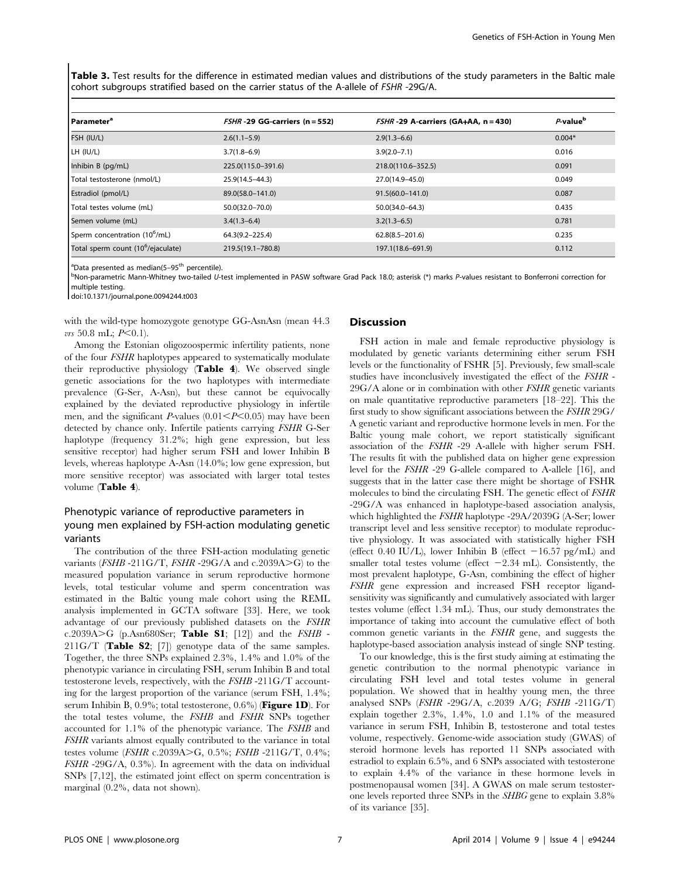**Table 3.** Test results for the difference in estimated median values and distributions of the study parameters in the Baltic male cohort subgroups stratified based on the carrier status of the A-allele of *FSHR* -29G/A.

| Parameter[a] | *FSHR* -29 GG-carriers (n = 552) | *FSHR* -29 A-carriers (GA+AA, n = 430) | *P*-value[b] |
|---|---|---|---|
| FSH (IU/L) | 2.6(1.1–5.9) | 2.9(1.3–6.6) | 0.004* |
| LH (IU/L) | 3.7(1.8–6.9) | 3.9(2.0–7.1) | 0.016 |
| Inhibin B (pg/mL) | 225.0(115.0–391.6) | 218.0(110.6–352.5) | 0.091 |
| Total testosterone (nmol/L) | 25.9(14.5–44.3) | 27.0(14.9–45.0) | 0.049 |
| Estradiol (pmol/L) | 89.0(58.0–141.0) | 91.5(60.0–141.0) | 0.087 |
| Total testes volume (mL) | 50.0(32.0–70.0) | 50.0(34.0–64.3) | 0.435 |
| Semen volume (mL) | 3.4(1.3–6.4) | 3.2(1.3–6.5) | 0.781 |
| Sperm concentration ($10^6$/mL) | 64.3(9.2–225.4) | 62.8(8.5–201.6) | 0.235 |
| Total sperm count ($10^6$/ejaculate) | 219.5(19.1–780.8) | 197.1(18.6–691.9) | 0.112 |

[a]Data presented as median(5–95[th] percentile).
[b]Non-parametric Mann-Whitney two-tailed *U*-test implemented in PASW software Grad Pack 18.0; asterisk (*) marks *P*-values resistant to Bonferroni correction for multiple testing.
doi:10.1371/journal.pone.0094244.t003

with the wild-type homozygote genotype GG-AsnAsn (mean 44.3 *vrs* 50.8 mL; $P<0.1$).

Among the Estonian oligozoospermic infertility patients, none of the four *FSHR* haplotypes appeared to systematically modulate their reproductive physiology (**Table 4**). We observed single genetic associations for the two haplotypes with intermediate prevalence (G-Ser, A-Asn), but these cannot be equivocally explained by the deviated reproductive physiology in infertile men, and the significant *P*-values ($0.01<P<0.05$) may have been detected by chance only. Infertile patients carrying *FSHR* G-Ser haplotype (frequency 31.2%; high gene expression, but less sensitive receptor) had higher serum FSH and lower Inhibin B levels, whereas haplotype A-Asn (14.0%; low gene expression, but more sensitive receptor) was associated with larger total testes volume (**Table 4**).

## Phenotypic variance of reproductive parameters in young men explained by FSH-action modulating genetic variants

The contribution of the three FSH-action modulating genetic variants (*FSHB* -211G/T, *FSHR* -29G/A and c.2039A>G) to the measured population variance in serum reproductive hormone levels, total testicular volume and sperm concentration was estimated in the Baltic young male cohort using the REML analysis implemented in GCTA software [33]. Here, we took advantage of our previously published datasets on the *FSHR* c.2039A>G (p.Asn680Ser; **Table S1**; [12]) and the *FSHB* -211G/T (**Table S2**; [7]) genotype data of the same samples. Together, the three SNPs explained 2.3%, 1.4% and 1.0% of the phenotypic variance in circulating FSH, serum Inhibin B and total testosterone levels, respectively, with the *FSHB* -211G/T accounting for the largest proportion of the variance (serum FSH, 1.4%; serum Inhibin B, 0.9%; total testosterone, 0.6%) (**Figure 1D**). For the total testes volume, the *FSHB* and *FSHR* SNPs together accounted for 1.1% of the phenotypic variance. The *FSHB* and *FSHR* variants almost equally contributed to the variance in total testes volume (*FSHR* c.2039A>G, 0.5%; *FSHB* -211G/T, 0.4%; *FSHR* -29G/A, 0.3%). In agreement with the data on individual SNPs [7,12], the estimated joint effect on sperm concentration is marginal (0.2%, data not shown).

## Discussion

FSH action in male and female reproductive physiology is modulated by genetic variants determining either serum FSH levels or the functionality of FSHR [5]. Previously, few small-scale studies have inconclusively investigated the effect of the *FSHR* -29G/A alone or in combination with other *FSHR* genetic variants on male quantitative reproductive parameters [18–22]. This the first study to show significant associations between the *FSHR* 29G/A genetic variant and reproductive hormone levels in men. For the Baltic young male cohort, we report statistically significant association of the *FSHR* -29 A-allele with higher serum FSH. The results fit with the published data on higher gene expression level for the *FSHR* -29 G-allele compared to A-allele [16], and suggests that in the latter case there might be shortage of FSHR molecules to bind the circulating FSH. The genetic effect of *FSHR* -29G/A was enhanced in haplotype-based association analysis, which highlighted the *FSHR* haplotype -29A/2039G (A-Ser; lower transcript level and less sensitive receptor) to modulate reproductive physiology. It was associated with statistically higher FSH (effect 0.40 IU/L), lower Inhibin B (effect −16.57 pg/mL) and smaller total testes volume (effect −2.34 mL). Consistently, the most prevalent haplotype, G-Asn, combining the effect of higher *FSHR* gene expression and increased FSH receptor ligand-sensitivity was significantly and cumulatively associated with larger testes volume (effect 1.34 mL). Thus, our study demonstrates the importance of taking into account the cumulative effect of both common genetic variants in the *FSHR* gene, and suggests the haplotype-based association analysis instead of single SNP testing.

To our knowledge, this is the first study aiming at estimating the genetic contribution to the normal phenotypic variance in circulating FSH level and total testes volume in general population. We showed that in healthy young men, the three analysed SNPs (*FSHR* -29G/A, c.2039 A/G; *FSHB* -211G/T) explain together 2.3%, 1.4%, 1.0 and 1.1% of the measured variance in serum FSH, Inhibin B, testosterone and total testes volume, respectively. Genome-wide association study (GWAS) of steroid hormone levels has reported 11 SNPs associated with estradiol to explain 6.5%, and 6 SNPs associated with testosterone to explain 4.4% of the variance in these hormone levels in postmenopausal women [34]. A GWAS on male serum testosterone levels reported three SNPs in the *SHBG* gene to explain 3.8% of its variance [35].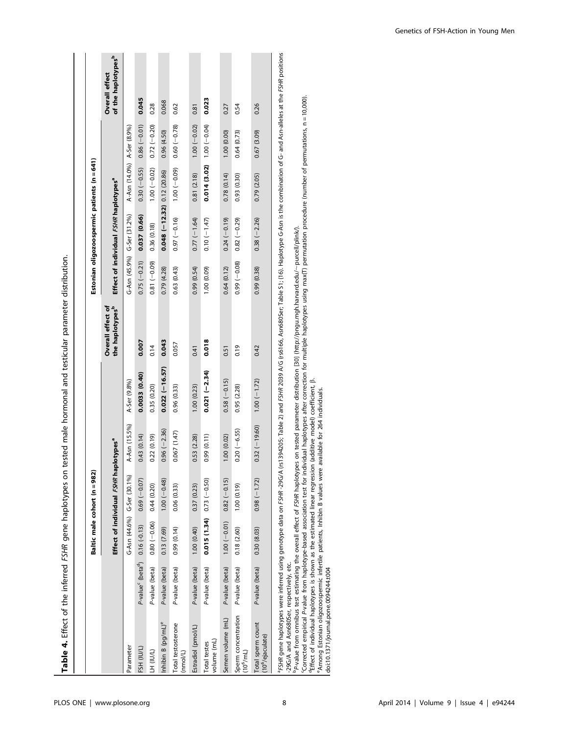**Table 4.** Effect of the inferred *FSHR* gene haplotypes on tested male hormonal and testicular parameter distribution.

| | Baltic male cohort (n = 982) | | | | | Estonian oligozoospermic patients (n = 641) | | | | |
|---|---|---|---|---|---|---|---|---|---|---|
| | Effect of individual *FSHR* haplotypes[a] | | | | Overall effect of the haplotypes[b] | Effect of individual *FSHR* haplotypes[a] | | | | Overall effect of the haplotypes[b] |
| Parameter | G-Asn (44.6%) | G-Ser (30.1%) | A-Asn (15.5%) | A-Ser (9.8%) | | G-Asn (45.9%) | G-Ser (31.2%) | A-Asn (14.0%) | A-Ser (8.9%) | |
| FSH (IU/L) | *P*-value[c] (beta[d]) 0.16 (-0.13) | 0.69 (−0.07) | 0.43 (0.14) | **0.0033 (0.40)** | **0.007** | 0.75 (−0.21) | **0.037 (0.66)** | 0.30 (−0.55) | 0.86 (−0.01) | **0.045** |
| LH (IU/L) | *P*-value (beta) 0.80 (−0.06) | 0.44 (0.20) | 0.22 (0.19) | 0.35 (0.20) | 0.14 | 0.81 (−0.09) | 0.36 (0.18) | 1.00 (−0.02) | 0.72 (−0.20) | 0.28 |
| Inhibin B (pg/mL)[e] | *P*-value (beta) 0.13 (7.69) | 1.00 (−0.48) | 0.96 (−2.36) | **0.022 (−16.57)** | **0.043** | 0.79 (4.28) | **0.048 (−12.32)** | 0.12 (20.86) | 0.96 (4.50) | 0.068 |
| Total testosterone (nmol/L) | *P*-value (beta) 0.99 (0.14) | 0.06 (0.33) | 0.067 (1.47) | 0.96 (0.33) | 0.057 | 0.63 (0.43) | 0.97 (−0.16) | 1.00 (−0.09) | 0.60 (−0.78) | 0.62 |
| Estradiol (pmol/L) | *P*-value (beta) 1.00 (0.40) | 0.37 (0.23) | 0.53 (2.28) | 1.00 (0.23) | 0.41 | 0.99 (0.54) | 0.77 (−1.64) | 0.81 (2.18) | 1.00 (−0.02) | 0.81 |
| Total testes volume (mL) | *P*-value (beta) **0.015 (1.34)** | 0.73 (−0.50) | 0.99 (0.11) | **0.021 (−2.34)** | **0.018** | 1.00 (0.09) | 0.10 (−1.47) | **0.014 (3.02)** | 1.00 (−0.04) | **0.023** |
| Semen volume (mL) | *P*-value (beta) 1.00 (−0.01) | 0.82 (−0.15) | 1.00 (0.02) | 0.58 (−0.15) | 0.51 | 0.64 (0.12) | 0.24 (−0.19) | 0.78 (0.14) | 1.00 (0.00) | 0.27 |
| Sperm concentration ($10^6$/mL) | *P*-value (beta) 0.18 (2.60) | 1.00 (0.19) | 0.20 (−6.55) | 0.95 (2.28) | 0.19 | 0.99 (−0.08) | 0.82 (−0.29) | 0.93 (0.30) | 0.64 (0.73) | 0.54 |
| Total sperm count ($10^6$/ejaculate) | *P*-value (beta) 0.30 (8.03) | 0.98 (−1.72) | 0.32 (−19.60) | 1.00 (−1.72) | 0.42 | 0.99 (0.38) | 0.38 (−2.26) | 0.79 (2.05) | 0.67 (3.09) | 0.26 |

[a]*FSHR* gene haplotypes were inferred using genotype data on *FSHR* -29G/A (rs1394205; Table 2) and *FSHR* 2039 A/G (rs6166, Asn680Ser; Table S1; (16). Haplotype G-Asn is the combination of G- and Asn-alleles at the *FSHR* positions -29G/A and Asn680Ser, respectively, etc.
[b]*P*-value from omnibus test estimating the overall effect of *FSHR* haplotypes on tested parameter distribution [30] (http://pngu.mgh.harvard.edu/~purcell/plink/).
[c]Corrected empirical *P*-value from haplotype-based association test for individual haplotypes after correction for multiple haplotypes using max(T) permutation procedure (number of permutations, n = 10,000).
[d]Effect of individual haplotypes is shown as the estimated linear regression (additive model) coefficient, β.
[e]Among Estonian oligozoospermic infertile patients, Inhibin B values were available for 264 individuals.
doi:10.1371/journal.pone.0094244.t004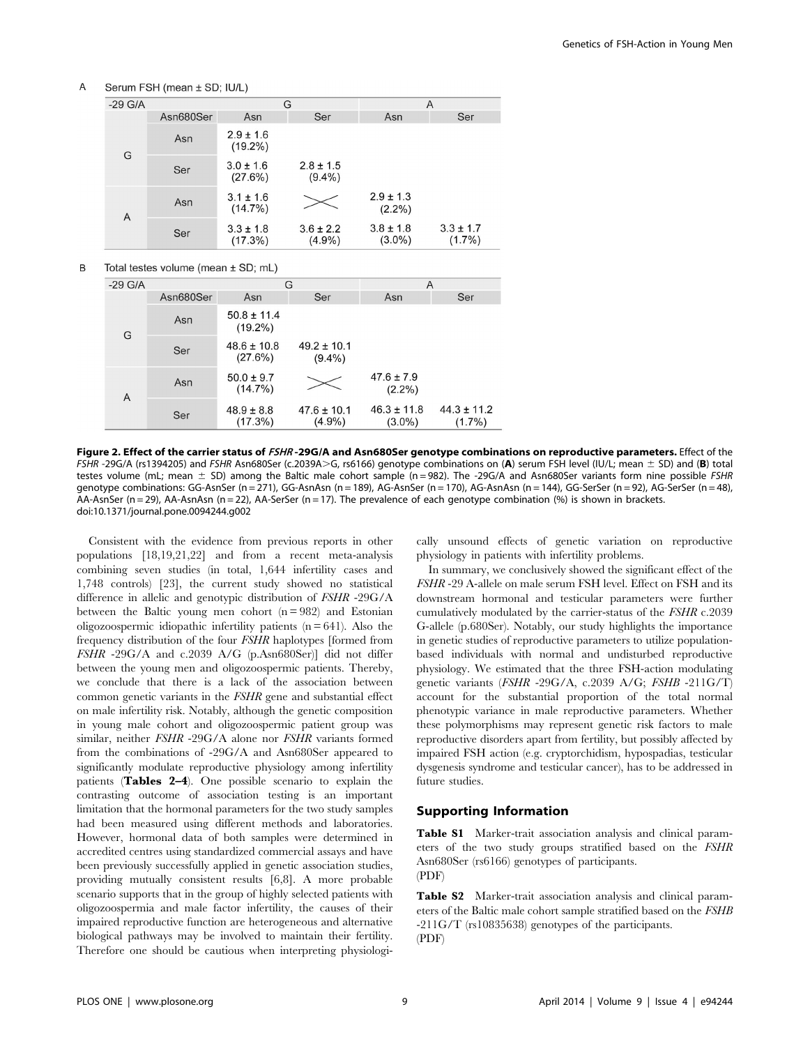A Serum FSH (mean ± SD; IU/L)

| -29 G/A | | G | | A | |
|---|---|---|---|---|---|
| | Asn680Ser | Asn | Ser | Asn | Ser |
| G | Asn | 2.9 ± 1.6 (19.2%) | | | |
| | Ser | 3.0 ± 1.6 (27.6%) | 2.8 ± 1.5 (9.4%) | | |
| A | Asn | 3.1 ± 1.6 (14.7%) | X | 2.9 ± 1.3 (2.2%) | |
| | Ser | 3.3 ± 1.8 (17.3%) | 3.6 ± 2.2 (4.9%) | 3.8 ± 1.8 (3.0%) | 3.3 ± 1.7 (1.7%) |

B Total testes volume (mean ± SD; mL)

| -29 G/A | | G | | A | |
|---|---|---|---|---|---|
| | Asn680Ser | Asn | Ser | Asn | Ser |
| G | Asn | 50.8 ± 11.4 (19.2%) | | | |
| | Ser | 48.6 ± 10.8 (27.6%) | 49.2 ± 10.1 (9.4%) | | |
| A | Asn | 50.0 ± 9.7 (14.7%) | X | 47.6 ± 7.9 (2.2%) | |
| | Ser | 48.9 ± 8.8 (17.3%) | 47.6 ± 10.1 (4.9%) | 46.3 ± 11.8 (3.0%) | 44.3 ± 11.2 (1.7%) |

**Figure 2. Effect of the carrier status of *FSHR* -29G/A and Asn680Ser genotype combinations on reproductive parameters.** Effect of the *FSHR* -29G/A (rs1394205) and *FSHR* Asn680Ser (c.2039A>G, rs6166) genotype combinations on (**A**) serum FSH level (IU/L; mean ± SD) and (**B**) total testes volume (mL; mean ± SD) among the Baltic male cohort sample (n = 982). The -29G/A and Asn680Ser variants form nine possible *FSHR* genotype combinations: GG-AsnSer (n = 271), GG-AsnAsn (n = 189), AG-AsnSer (n = 170), AG-AsnAsn (n = 144), GG-SerSer (n = 92), AG-SerSer (n = 48), AA-AsnSer (n = 29), AA-AsnAsn (n = 22), AA-SerSer (n = 17). The prevalence of each genotype combination (%) is shown in brackets.
doi:10.1371/journal.pone.0094244.g002

Consistent with the evidence from previous reports in other populations [18,19,21,22] and from a recent meta-analysis combining seven studies (in total, 1,644 infertility cases and 1,748 controls) [23], the current study showed no statistical difference in allelic and genotypic distribution of *FSHR* -29G/A between the Baltic young men cohort (n = 982) and Estonian oligozoospermic idiopathic infertility patients (n = 641). Also the frequency distribution of the four *FSHR* haplotypes [formed from *FSHR* -29G/A and c.2039 A/G (p.Asn680Ser)] did not differ between the young men and oligozoospermic patients. Thereby, we conclude that there is a lack of the association between common genetic variants in the *FSHR* gene and substantial effect on male infertility risk. Notably, although the genetic composition in young male cohort and oligozoospermic patient group was similar, neither *FSHR* -29G/A alone nor *FSHR* variants formed from the combinations of -29G/A and Asn680Ser appeared to significantly modulate reproductive physiology among infertility patients (**Tables 2–4**). One possible scenario to explain the contrasting outcome of association testing is an important limitation that the hormonal parameters for the two study samples had been measured using different methods and laboratories. However, hormonal data of both samples were determined in accredited centres using standardized commercial assays and have been previously successfully applied in genetic association studies, providing mutually consistent results [6,8]. A more probable scenario supports that in the group of highly selected patients with oligozoospermia and male factor infertility, the causes of their impaired reproductive function are heterogeneous and alternative biological pathways may be involved to maintain their fertility. Therefore one should be cautious when interpreting physiologically unsound effects of genetic variation on reproductive physiology in patients with infertility problems.

In summary, we conclusively showed the significant effect of the *FSHR* -29 A-allele on male serum FSH level. Effect on FSH and its downstream hormonal and testicular parameters were further cumulatively modulated by the carrier-status of the *FSHR* c.2039 G-allele (p.680Ser). Notably, our study highlights the importance in genetic studies of reproductive parameters to utilize population-based individuals with normal and undisturbed reproductive physiology. We estimated that the three FSH-action modulating genetic variants (*FSHR* -29G/A, c.2039 A/G; *FSHB* -211G/T) account for the substantial proportion of the total normal phenotypic variance in male reproductive parameters. Whether these polymorphisms may represent genetic risk factors to male reproductive disorders apart from fertility, but possibly affected by impaired FSH action (e.g. cryptorchidism, hypospadias, testicular dysgenesis syndrome and testicular cancer), has to be addressed in future studies.

## Supporting Information

**Table S1** Marker-trait association analysis and clinical parameters of the two study groups stratified based on the *FSHR* Asn680Ser (rs6166) genotypes of participants.
(PDF)

**Table S2** Marker-trait association analysis and clinical parameters of the Baltic male cohort sample stratified based on the *FSHB* -211G/T (rs10835638) genotypes of the participants.
(PDF)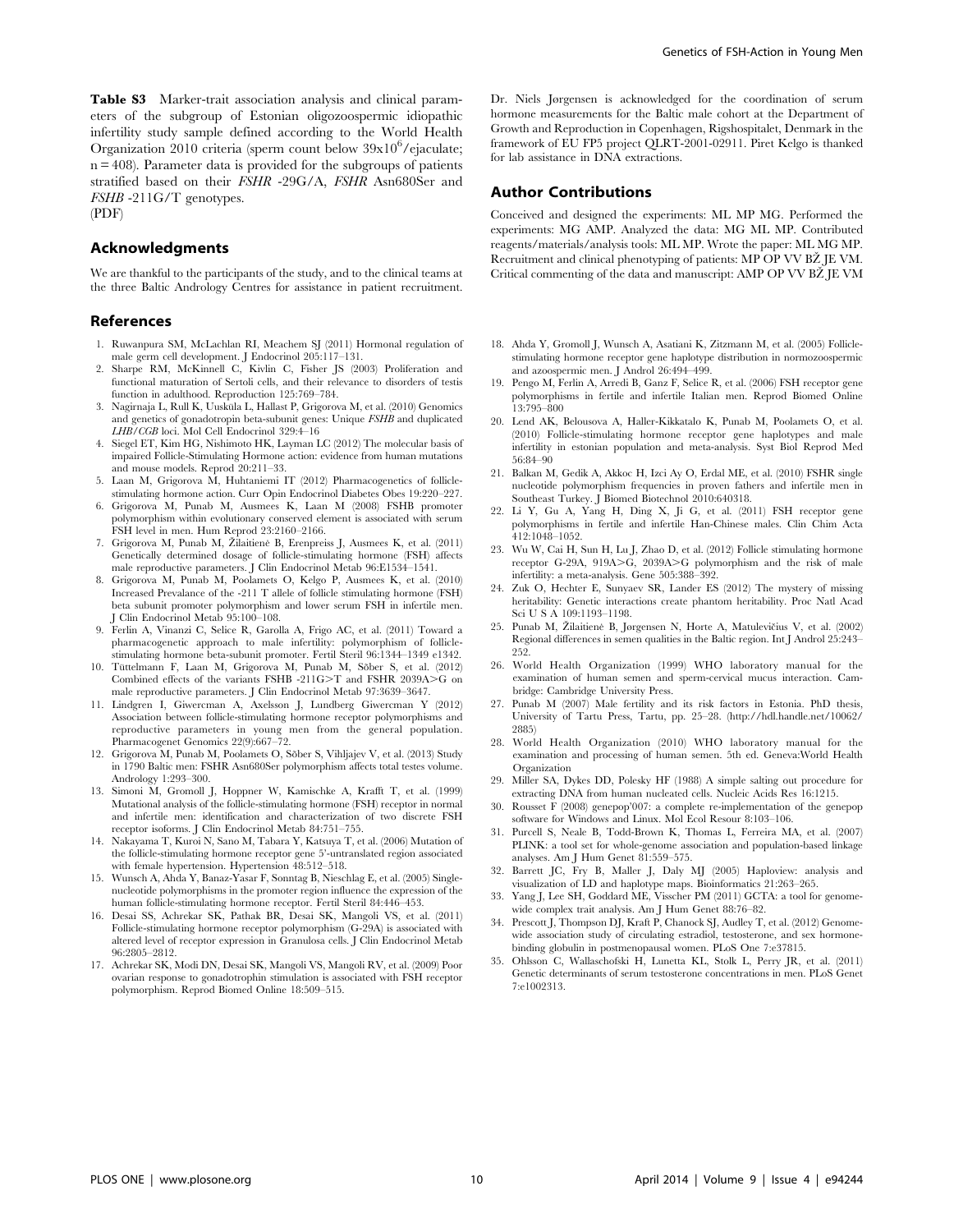**Table S3** Marker-trait association analysis and clinical parameters of the subgroup of Estonian oligozoospermic idiopathic infertility study sample defined according to the World Health Organization 2010 criteria (sperm count below $39x10^6$/ejaculate; n = 408). Parameter data is provided for the subgroups of patients stratified based on their *FSHR* -29G/A, *FSHR* Asn680Ser and *FSHB* -211G/T genotypes.
(PDF)

## Acknowledgments

We are thankful to the participants of the study, and to the clinical teams at the three Baltic Andrology Centres for assistance in patient recruitment.

Dr. Niels Jørgensen is acknowledged for the coordination of serum hormone measurements for the Baltic male cohort at the Department of Growth and Reproduction in Copenhagen, Rigshospitalet, Denmark in the framework of EU FP5 project QLRT-2001-02911. Piret Kelgo is thanked for lab assistance in DNA extractions.

## Author Contributions

Conceived and designed the experiments: ML MP MG. Performed the experiments: MG AMP. Analyzed the data: MG ML MP. Contributed reagents/materials/analysis tools: ML MP. Wrote the paper: ML MG MP. Recruitment and clinical phenotyping of patients: MP OP VV BŽ JE VM. Critical commenting of the data and manuscript: AMP OP VV BŽ JE VM

## References

1. Ruwanpura SM, McLachlan RI, Meachem SJ (2011) Hormonal regulation of male germ cell development. J Endocrinol 205:117–131.
2. Sharpe RM, McKinnell C, Kivlin C, Fisher JS (2003) Proliferation and functional maturation of Sertoli cells, and their relevance to disorders of testis function in adulthood. Reproduction 125:769–784.
3. Nagirnaja L, Rull K, Uusküla L, Hallast P, Grigorova M, et al. (2010) Genomics and genetics of gonadotropin beta-subunit genes: Unique *FSHB* and duplicated *LHB/CGB* loci. Mol Cell Endocrinol 329:4–16
4. Siegel ET, Kim HG, Nishimoto HK, Layman LC (2012) The molecular basis of impaired Follicle-Stimulating Hormone action: evidence from human mutations and mouse models. Reprod 20:211–33.
5. Laan M, Grigorova M, Huhtaniemi IT (2012) Pharmacogenetics of follicle-stimulating hormone action. Curr Opin Endocrinol Diabetes Obes 19:220–227.
6. Grigorova M, Punab M, Ausmees K, Laan M (2008) FSHB promoter polymorphism within evolutionary conserved element is associated with serum FSH level in men. Hum Reprod 23:2160–2166.
7. Grigorova M, Punab M, Žilaitienė B, Erenpreiss J, Ausmees K, et al. (2011) Genetically determined dosage of follicle-stimulating hormone (FSH) affects male reproductive parameters. J Clin Endocrinol Metab 96:E1534–1541.
8. Grigorova M, Punab M, Poolamets O, Kelgo P, Ausmees K, et al. (2010) Increased Prevalance of the -211 T allele of follicle stimulating hormone (FSH) beta subunit promoter polymorphism and lower serum FSH in infertile men. J Clin Endocrinol Metab 95:100–108.
9. Ferlin A, Vinanzi C, Selice R, Garolla A, Frigo AC, et al. (2011) Toward a pharmacogenetic approach to male infertility: polymorphism of follicle-stimulating hormone beta-subunit promoter. Fertil Steril 96:1344–1349 e1342.
10. Tüttelmann F, Laan M, Grigorova M, Punab M, Sõber S, et al. (2012) Combined effects of the variants FSHB -211G>T and FSHR 2039A>G on male reproductive parameters. J Clin Endocrinol Metab 97:3639–3647.
11. Lindgren I, Giwercman A, Axelsson J, Lundberg Giwercman Y (2012) Association between follicle-stimulating hormone receptor polymorphisms and reproductive parameters in young men from the general population. Pharmacogenet Genomics 22(9):667–72.
12. Grigorova M, Punab M, Poolamets O, Sõber S, Vihljajev V, et al. (2013) Study in 1790 Baltic men: FSHR Asn680Ser polymorphism affects total testes volume. Andrology 1:293–300.
13. Simoni M, Gromoll J, Hoppner W, Kamischke A, Krafft T, et al. (1999) Mutational analysis of the follicle-stimulating hormone (FSH) receptor in normal and infertile men: identification and characterization of two discrete FSH receptor isoforms. J Clin Endocrinol Metab 84:751–755.
14. Nakayama T, Kuroi N, Sano M, Tabara Y, Katsuya T, et al. (2006) Mutation of the follicle-stimulating hormone receptor gene 5'-untranslated region associated with female hypertension. Hypertension 48:512–518.
15. Wunsch A, Ahda Y, Banaz-Yasar F, Sonntag B, Nieschlag E, et al. (2005) Single-nucleotide polymorphisms in the promoter region influence the expression of the human follicle-stimulating hormone receptor. Fertil Steril 84:446–453.
16. Desai SS, Achrekar SK, Pathak BR, Desai SK, Mangoli VS, et al. (2011) Follicle-stimulating hormone receptor polymorphism (G-29A) is associated with altered level of receptor expression in Granulosa cells. J Clin Endocrinol Metab 96:2805–2812.
17. Achrekar SK, Modi DN, Desai SK, Mangoli VS, Mangoli RV, et al. (2009) Poor ovarian response to gonadotrophin stimulation is associated with FSH receptor polymorphism. Reprod Biomed Online 18:509–515.
18. Ahda Y, Gromoll J, Wunsch A, Asatiani K, Zitzmann M, et al. (2005) Follicle-stimulating hormone receptor gene haplotype distribution in normozoospermic and azoospermic men. J Androl 26:494–499.
19. Pengo M, Ferlin A, Arredi B, Ganz F, Selice R, et al. (2006) FSH receptor gene polymorphisms in fertile and infertile Italian men. Reprod Biomed Online 13:795–800
20. Lend AK, Belousova A, Haller-Kikkatalo K, Punab M, Poolamets O, et al. (2010) Follicle-stimulating hormone receptor gene haplotypes and male infertility in estonian population and meta-analysis. Syst Biol Reprod Med 56:84–90
21. Balkan M, Gedik A, Akkoc H, Izci Ay O, Erdal ME, et al. (2010) FSHR single nucleotide polymorphism frequencies in proven fathers and infertile men in Southeast Turkey. J Biomed Biotechnol 2010:640318.
22. Li Y, Gu A, Yang H, Ding X, Ji G, et al. (2011) FSH receptor gene polymorphisms in fertile and infertile Han-Chinese males. Clin Chim Acta 412:1048–1052.
23. Wu W, Cai H, Sun H, Lu J, Zhao D, et al. (2012) Follicle stimulating hormone receptor G-29A, 919A>G, 2039A>G polymorphism and the risk of male infertility: a meta-analysis. Gene 505:388–392.
24. Zuk O, Hechter E, Sunyaev SR, Lander ES (2012) The mystery of missing heritability: Genetic interactions create phantom heritability. Proc Natl Acad Sci U S A 109:1193–1198.
25. Punab M, Žilaitienė B, Jørgensen N, Horte A, Matulevičius V, et al. (2002) Regional differences in semen qualities in the Baltic region. Int J Androl 25:243–252.
26. World Health Organization (1999) WHO laboratory manual for the examination of human semen and sperm-cervical mucus interaction. Cambridge: Cambridge University Press.
27. Punab M (2007) Male fertility and its risk factors in Estonia. PhD thesis, University of Tartu Press, Tartu, pp. 25–28. (http://hdl.handle.net/10062/2885)
28. World Health Organization (2010) WHO laboratory manual for the examination and processing of human semen. 5th ed. Geneva:World Health Organization
29. Miller SA, Dykes DD, Polesky HF (1988) A simple salting out procedure for extracting DNA from human nucleated cells. Nucleic Acids Res 16:1215.
30. Rousset F (2008) genepop'007: a complete re-implementation of the genepop software for Windows and Linux. Mol Ecol Resour 8:103–106.
31. Purcell S, Neale B, Todd-Brown K, Thomas L, Ferreira MA, et al. (2007) PLINK: a tool set for whole-genome association and population-based linkage analyses. Am J Hum Genet 81:559–575.
32. Barrett JC, Fry B, Maller J, Daly MJ (2005) Haploview: analysis and visualization of LD and haplotype maps. Bioinformatics 21:263–265.
33. Yang J, Lee SH, Goddard ME, Visscher PM (2011) GCTA: a tool for genome-wide complex trait analysis. Am J Hum Genet 88:76–82.
34. Prescott J, Thompson DJ, Kraft P, Chanock SJ, Audley T, et al. (2012) Genome-wide association study of circulating estradiol, testosterone, and sex hormone-binding globulin in postmenopausal women. PLoS One 7:e37815.
35. Ohlsson C, Wallaschofski H, Lunetta KL, Stolk L, Perry JR, et al. (2011) Genetic determinants of serum testosterone concentrations in men. PLoS Genet 7:e1002313.